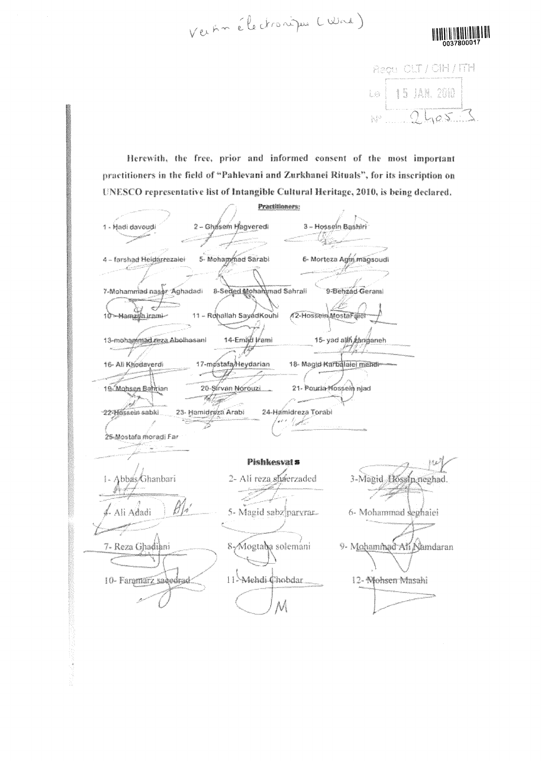Version électronique (Word)

0037800017

Reçu CLT / CIH / ITH

Le 15 JAN. 2010

N° 2405.3

Herewith, the free, prior and informed consent of the most important practitioners in the field of "Pahlevani and Zurkhanei Rituals", for its inscription on UNESCO representative list of Intangible Cultural Heritage, 2010, is being declared.

**Practitioners:**

1 - Hadi davoudi
2 – Ghasem Hagveredi
3 – Hossein Bashiri
4 – farshad Heidarrezaiei
5- Mohammad Sarabi
6- Morteza Agha magsoudi
7-Mohammad naser Aghadadi
8-Seyed Mohammad Sahraii
9-Behzad Gerami
10 – Hamzeh irami
11 – Rohallah SayadKouhi
12-Hossein MostaFaiei
13-mohammad reza Abolhasani
14-Emad Irami
15- yad allh zanganeh
16- Ali Khodaverdi
17-mostafa Heydarian
18- Magid Karbalaiei mehdi
19- Mohsen Bahrian
20-Sirvan Norouzi
21- Pouria Hossein njad
22-Hossein sabki
23- Hamidreza Arabi
24-Hamidreza Torabi
25-Mostafa moradi Far

**Pishkesvat s**

1- Abbas Ghanbari
2- Ali reza shaerzaded
3-Magid Hossin neghad.
4- Ali Adadi
5- Magid sabz parvrar
6- Mohammad sephaiei
7- Reza Ghadiani
8- Mogtaba solemani
9- Mohammad Ali Namdaran
10- Faramarz saeedrad
11- Mehdi Chobdar
12- Mohsen Masahi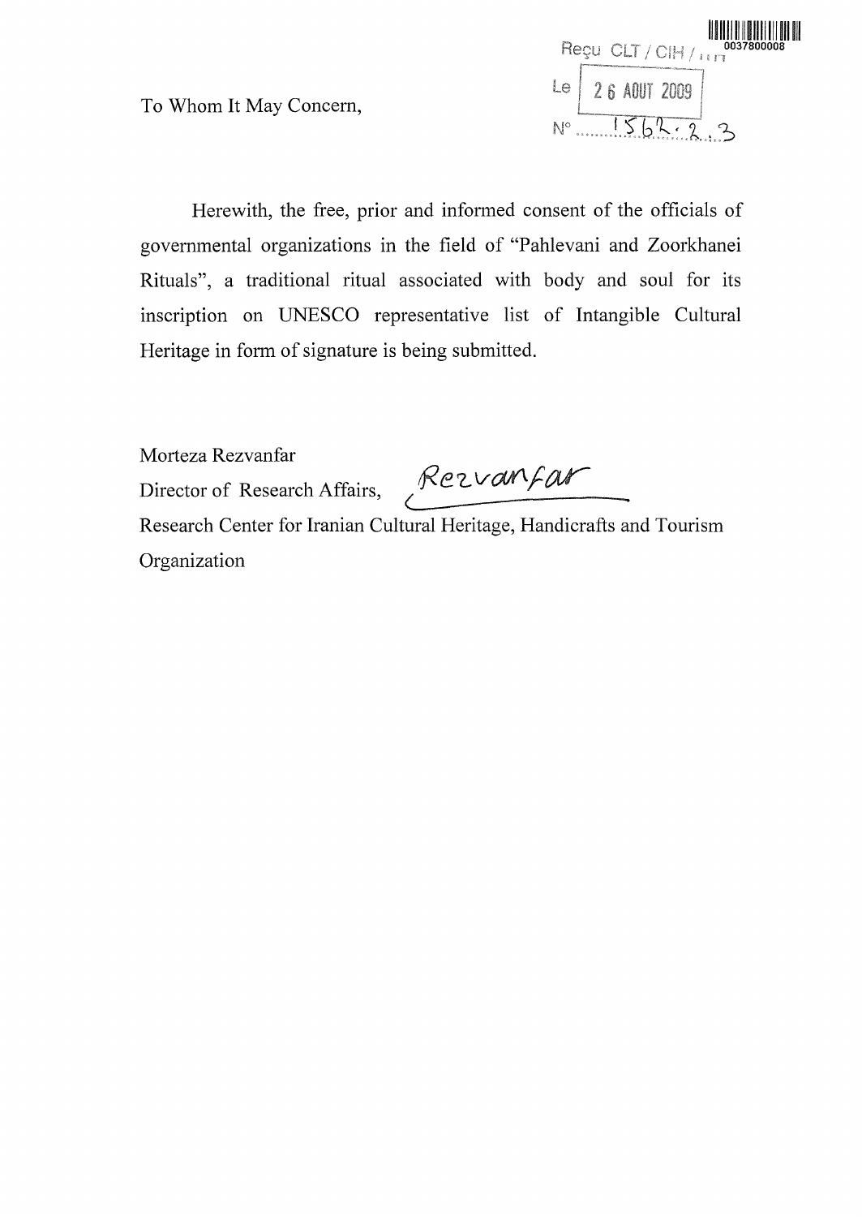Reçu CLT / CIH / ITH

Le 26 AOUT 2009

N° 1562.2.3

To Whom It May Concern,

Herewith, the free, prior and informed consent of the officials of governmental organizations in the field of "Pahlevani and Zoorkhanei Rituals", a traditional ritual associated with body and soul for its inscription on UNESCO representative list of Intangible Cultural Heritage in form of signature is being submitted.

Morteza Rezvanfar

Director of Research Affairs, Rezvanfar

Research Center for Iranian Cultural Heritage, Handicrafts and Tourism Organization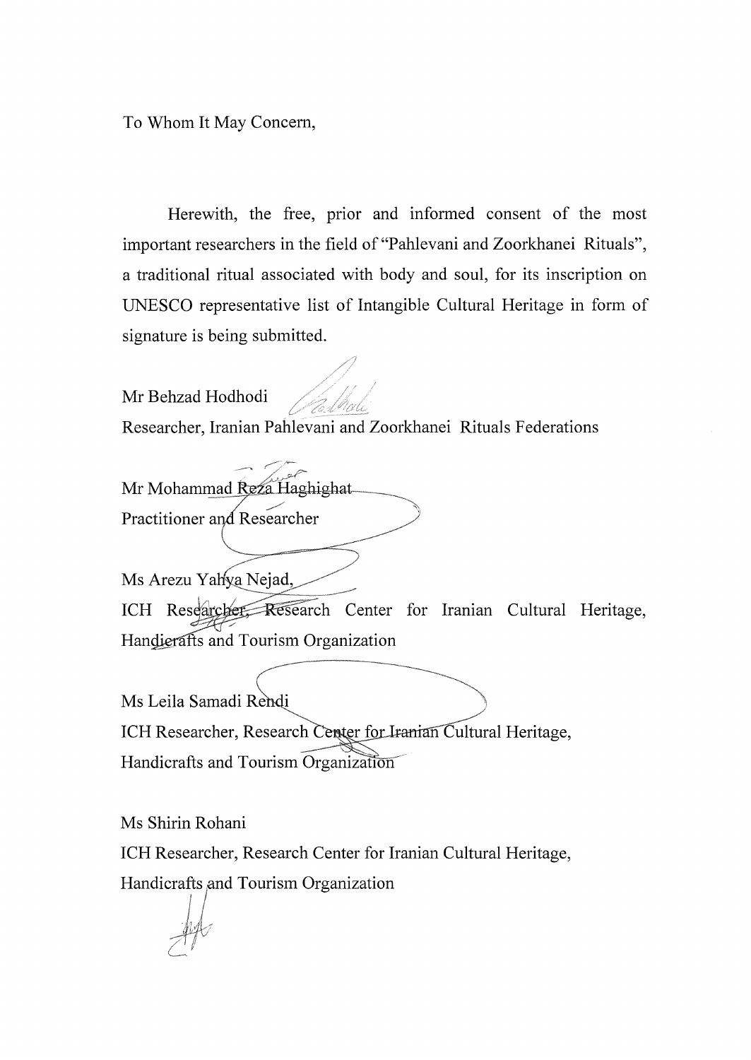To Whom It May Concern,

Herewith, the free, prior and informed consent of the most important researchers in the field of "Pahlevani and Zoorkhanei Rituals", a traditional ritual associated with body and soul, for its inscription on UNESCO representative list of Intangible Cultural Heritage in form of signature is being submitted.

Mr Behzad Hodhodi

Researcher, Iranian Pahlevani and Zoorkhanei Rituals Federations

Mr Mohammad Reza Haghighat

Practitioner and Researcher

Ms Arezu Yahya Nejad,

ICH Researcher, Research Center for Iranian Cultural Heritage, Handicrafts and Tourism Organization

Ms Leila Samadi Rendi

ICH Researcher, Research Center for Iranian Cultural Heritage, Handicrafts and Tourism Organization

Ms Shirin Rohani

ICH Researcher, Research Center for Iranian Cultural Heritage, Handicrafts and Tourism Organization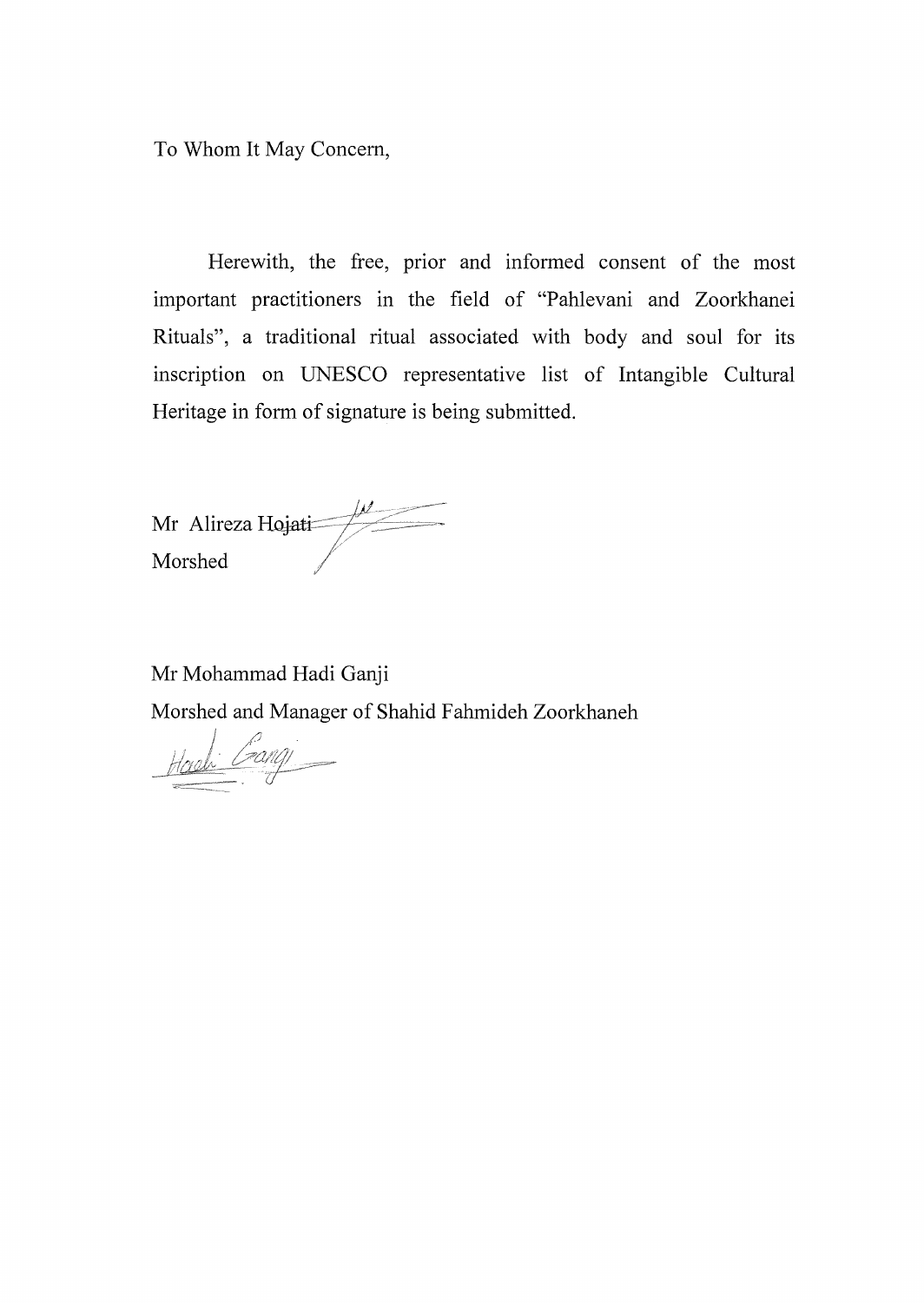To Whom It May Concern,

Herewith, the free, prior and informed consent of the most important practitioners in the field of "Pahlevani and Zoorkhanei Rituals", a traditional ritual associated with body and soul for its inscription on UNESCO representative list of Intangible Cultural Heritage in form of signature is being submitted.

Mr Alireza Hojati
Morshed

Mr Mohammad Hadi Ganji
Morshed and Manager of Shahid Fahmideh Zoorkhaneh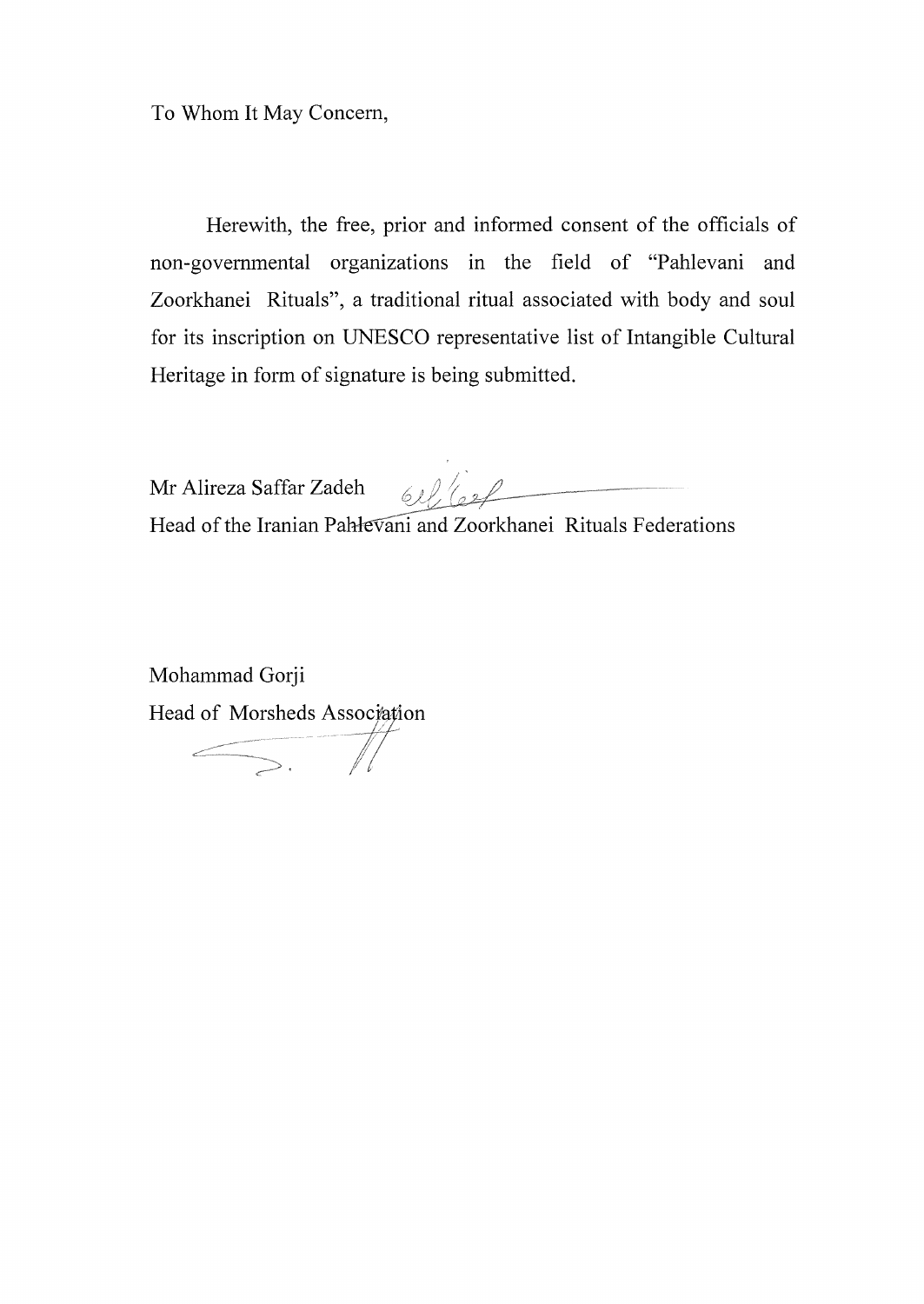To Whom It May Concern,

Herewith, the free, prior and informed consent of the officials of non-governmental organizations in the field of "Pahlevani and Zoorkhanei Rituals", a traditional ritual associated with body and soul for its inscription on UNESCO representative list of Intangible Cultural Heritage in form of signature is being submitted.

Mr Alireza Saffar Zadeh

Head of the Iranian Pahlevani and Zoorkhanei Rituals Federations

Mohammad Gorji

Head of Morsheds Association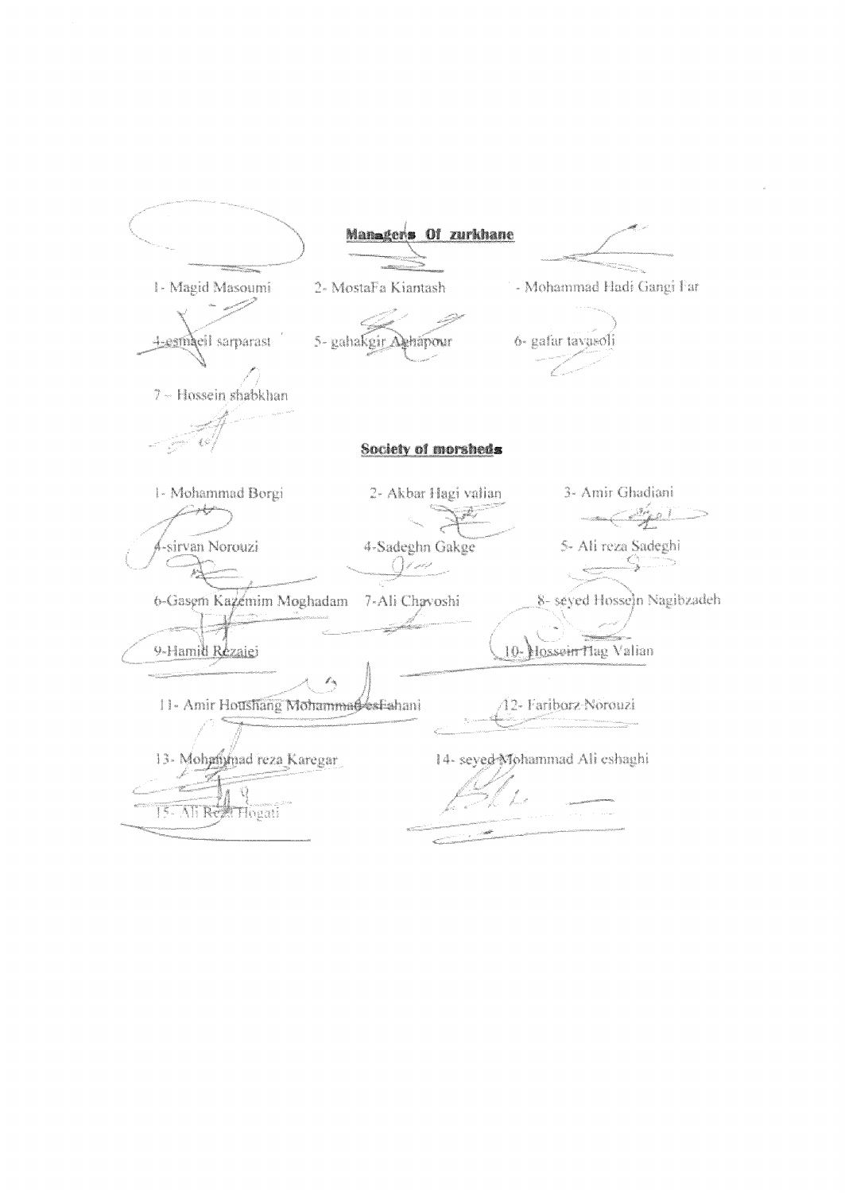## Managers Of zurkhane

1- Magid Masoumi
2- MostaFa Kiantash
- Mohammad Hadi Gangi Far
4-esmaeil sarparast
5- gahakgir Aghapour
6- gafar tavasoli
7 – Hossein shabkhan

## Society of morsheds

1- Mohammad Borgi
2- Akbar Hagi valian
3- Amir Ghadiani
4-sirvan Norouzi
4-Sadeghn Gakge
5- Ali reza Sadeghi
6-Gasem Kazemim Moghadam
7-Ali Chavoshi
8- seyed Hossein Nagibzadeh
9-Hamid Rezaiei
10- Hossein Hag Valian
11- Amir Houshang Mohammad esFahani
12- Fariborz Norouzi
13- Mohammad reza Karegar
14- seyed Mohammad Ali eshaghi
15- Ali Reza Hogati